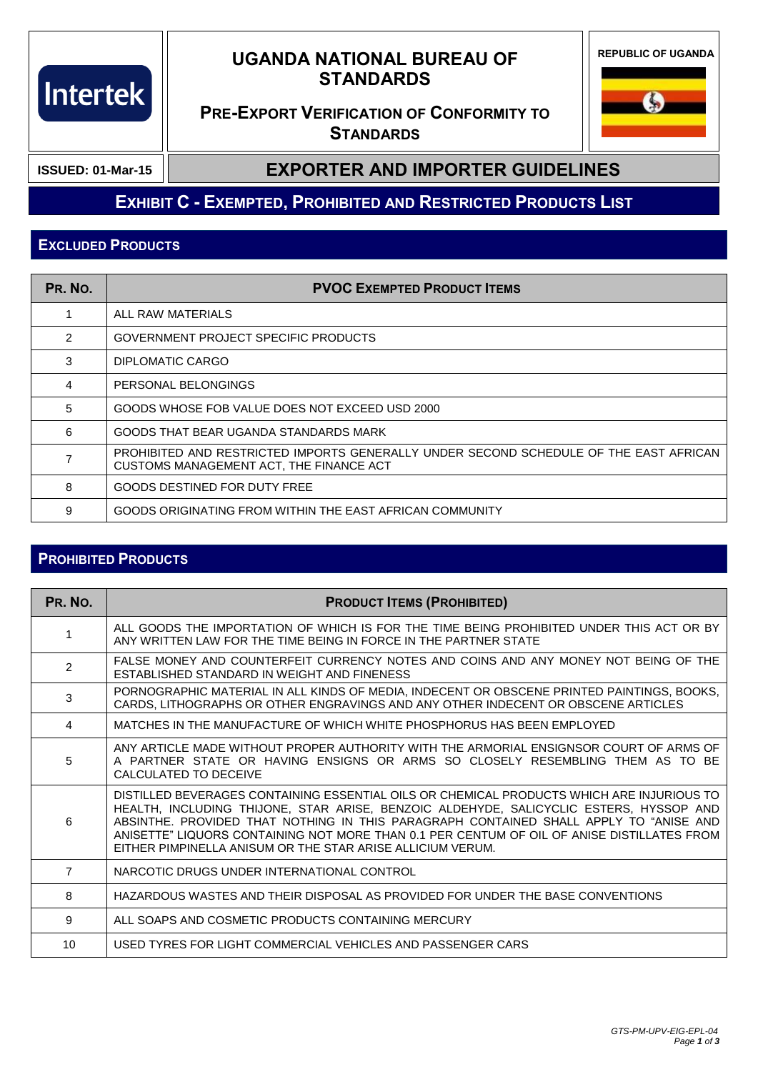Intertek

# UGANDA NATIONAL BUREAU OF STANDARDS

## PRE-EXPORT VERIFICATION OF CONFORMITY TO STANDARDS

REPUBLIC OF UGANDA

**ISSUED: 01-Mar-15**

## EXPORTER AND IMPORTER GUIDELINES

## EXHIBIT C - EXEMPTED, PROHIBITED AND RESTRICTED PRODUCTS LIST

### EXCLUDED PRODUCTS

| PR. NO. | PVOC EXEMPTED PRODUCT ITEMS |
|---|---|
| 1 | ALL RAW MATERIALS |
| 2 | GOVERNMENT PROJECT SPECIFIC PRODUCTS |
| 3 | DIPLOMATIC CARGO |
| 4 | PERSONAL BELONGINGS |
| 5 | GOODS WHOSE FOB VALUE DOES NOT EXCEED USD 2000 |
| 6 | GOODS THAT BEAR UGANDA STANDARDS MARK |
| 7 | PROHIBITED AND RESTRICTED IMPORTS GENERALLY UNDER SECOND SCHEDULE OF THE EAST AFRICAN CUSTOMS MANAGEMENT ACT, THE FINANCE ACT |
| 8 | GOODS DESTINED FOR DUTY FREE |
| 9 | GOODS ORIGINATING FROM WITHIN THE EAST AFRICAN COMMUNITY |

### PROHIBITED PRODUCTS

| PR. NO. | PRODUCT ITEMS (PROHIBITED) |
|---|---|
| 1 | ALL GOODS THE IMPORTATION OF WHICH IS FOR THE TIME BEING PROHIBITED UNDER THIS ACT OR BY ANY WRITTEN LAW FOR THE TIME BEING IN FORCE IN THE PARTNER STATE |
| 2 | FALSE MONEY AND COUNTERFEIT CURRENCY NOTES AND COINS AND ANY MONEY NOT BEING OF THE ESTABLISHED STANDARD IN WEIGHT AND FINENESS |
| 3 | PORNOGRAPHIC MATERIAL IN ALL KINDS OF MEDIA, INDECENT OR OBSCENE PRINTED PAINTINGS, BOOKS, CARDS, LITHOGRAPHS OR OTHER ENGRAVINGS AND ANY OTHER INDECENT OR OBSCENE ARTICLES |
| 4 | MATCHES IN THE MANUFACTURE OF WHICH WHITE PHOSPHORUS HAS BEEN EMPLOYED |
| 5 | ANY ARTICLE MADE WITHOUT PROPER AUTHORITY WITH THE ARMORIAL ENSIGNSOR COURT OF ARMS OF A PARTNER STATE OR HAVING ENSIGNS OR ARMS SO CLOSELY RESEMBLING THEM AS TO BE CALCULATED TO DECEIVE |
| 6 | DISTILLED BEVERAGES CONTAINING ESSENTIAL OILS OR CHEMICAL PRODUCTS WHICH ARE INJURIOUS TO HEALTH, INCLUDING THIJONE, STAR ARISE, BENZOIC ALDEHYDE, SALICYCLIC ESTERS, HYSSOP AND ABSINTHE. PROVIDED THAT NOTHING IN THIS PARAGRAPH CONTAINED SHALL APPLY TO "ANISE AND ANISETTE" LIQUORS CONTAINING NOT MORE THAN 0.1 PER CENTUM OF OIL OF ANISE DISTILLATES FROM EITHER PIMPINELLA ANISUM OR THE STAR ARISE ALLICIUM VERUM. |
| 7 | NARCOTIC DRUGS UNDER INTERNATIONAL CONTROL |
| 8 | HAZARDOUS WASTES AND THEIR DISPOSAL AS PROVIDED FOR UNDER THE BASE CONVENTIONS |
| 9 | ALL SOAPS AND COSMETIC PRODUCTS CONTAINING MERCURY |
| 10 | USED TYRES FOR LIGHT COMMERCIAL VEHICLES AND PASSENGER CARS |

*GTS-PM-UPV-EIG-EPL-04*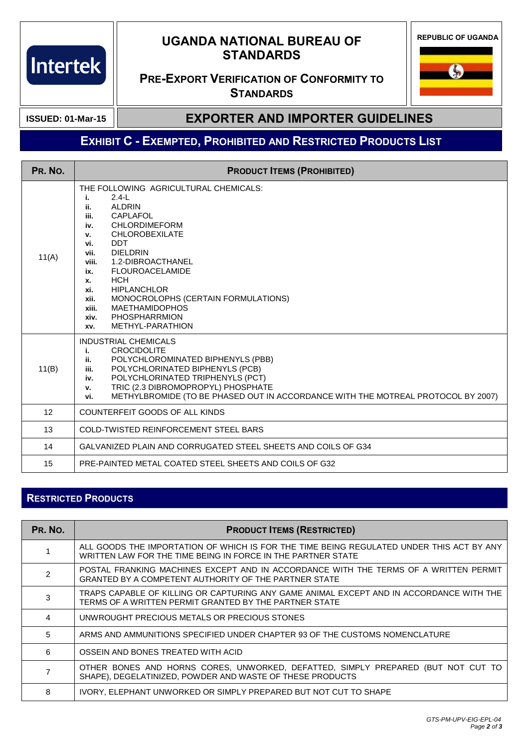# UGANDA NATIONAL BUREAU OF STANDARDS

## PRE-EXPORT VERIFICATION OF CONFORMITY TO STANDARDS

REPUBLIC OF UGANDA

**ISSUED: 01-Mar-15**

## EXPORTER AND IMPORTER GUIDELINES

## EXHIBIT C - EXEMPTED, PROHIBITED AND RESTRICTED PRODUCTS LIST

| PR. NO. | PRODUCT ITEMS (PROHIBITED) |
|---|---|
| 11(A) | THE FOLLOWING AGRICULTURAL CHEMICALS:<br>**i.** 2.4-L<br>**ii.** ALDRIN<br>**iii.** CAPLAFOL<br>**iv.** CHLORDIMEFORM<br>**v.** CHLOROBEXILATE<br>**vi.** DDT<br>**vii.** DIELDRIN<br>**viii.** 1.2-DIBROACTHANEL<br>**ix.** FLOUROACELAMIDE<br>**x.** HCH<br>**xi.** HIPLANCHLOR<br>**xii.** MONOCROLOPHS (CERTAIN FORMULATIONS)<br>**xiii.** MAETHAMIDOPHOS<br>**xiv.** PHOSPHARRMION<br>**xv.** METHYL-PARATHION |
| 11(B) | INDUSTRIAL CHEMICALS<br>**i.** CROCIDOLITE<br>**ii.** POLYCHLOROMINATED BIPHENYLS (PBB)<br>**iii.** POLYCHLORINATED BIPHENYLS (PCB)<br>**iv.** POLYCHLORINATED TRIPHENYLS (PCT)<br>**v.** TRIC (2.3 DIBROMOPROPYL) PHOSPHATE<br>**vi.** METHYLBROMIDE (TO BE PHASED OUT IN ACCORDANCE WITH THE MOTREAL PROTOCOL BY 2007) |
| 12 | COUNTERFEIT GOODS OF ALL KINDS |
| 13 | COLD-TWISTED REINFORCEMENT STEEL BARS |
| 14 | GALVANIZED PLAIN AND CORRUGATED STEEL SHEETS AND COILS OF G34 |
| 15 | PRE-PAINTED METAL COATED STEEL SHEETS AND COILS OF G32 |

## RESTRICTED PRODUCTS

| PR. NO. | PRODUCT ITEMS (RESTRICTED) |
|---|---|
| 1 | ALL GOODS THE IMPORTATION OF WHICH IS FOR THE TIME BEING REGULATED UNDER THIS ACT BY ANY WRITTEN LAW FOR THE TIME BEING IN FORCE IN THE PARTNER STATE |
| 2 | POSTAL FRANKING MACHINES EXCEPT AND IN ACCORDANCE WITH THE TERMS OF A WRITTEN PERMIT GRANTED BY A COMPETENT AUTHORITY OF THE PARTNER STATE |
| 3 | TRAPS CAPABLE OF KILLING OR CAPTURING ANY GAME ANIMAL EXCEPT AND IN ACCORDANCE WITH THE TERMS OF A WRITTEN PERMIT GRANTED BY THE PARTNER STATE |
| 4 | UNWROUGHT PRECIOUS METALS OR PRECIOUS STONES |
| 5 | ARMS AND AMMUNITIONS SPECIFIED UNDER CHAPTER 93 OF THE CUSTOMS NOMENCLATURE |
| 6 | OSSEIN AND BONES TREATED WITH ACID |
| 7 | OTHER BONES AND HORNS CORES, UNWORKED, DEFATTED, SIMPLY PREPARED (BUT NOT CUT TO SHAPE), DEGELATINIZED, POWDER AND WASTE OF THESE PRODUCTS |
| 8 | IVORY, ELEPHANT UNWORKED OR SIMPLY PREPARED BUT NOT CUT TO SHAPE |

*GTS-PM-UPV-EIG-EPL-04*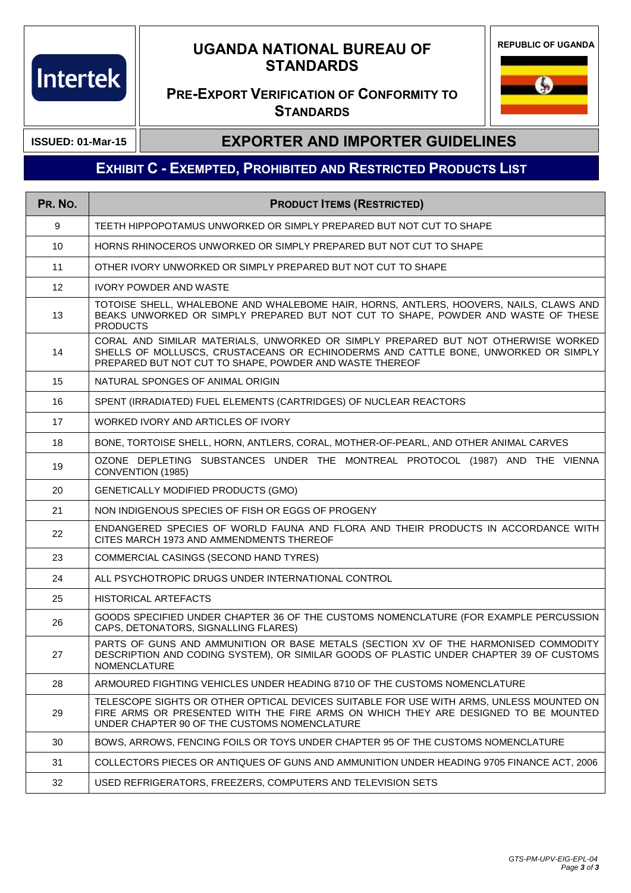# UGANDA NATIONAL BUREAU OF STANDARDS

## PRE-EXPORT VERIFICATION OF CONFORMITY TO STANDARDS

REPUBLIC OF UGANDA

**ISSUED: 01-Mar-15**

## EXPORTER AND IMPORTER GUIDELINES

## EXHIBIT C - EXEMPTED, PROHIBITED AND RESTRICTED PRODUCTS LIST

| PR. NO. | PRODUCT ITEMS (RESTRICTED) |
|---|---|
| 9 | TEETH HIPPOPOTAMUS UNWORKED OR SIMPLY PREPARED BUT NOT CUT TO SHAPE |
| 10 | HORNS RHINOCEROS UNWORKED OR SIMPLY PREPARED BUT NOT CUT TO SHAPE |
| 11 | OTHER IVORY UNWORKED OR SIMPLY PREPARED BUT NOT CUT TO SHAPE |
| 12 | IVORY POWDER AND WASTE |
| 13 | TOTOISE SHELL, WHALEBONE AND WHALEBOME HAIR, HORNS, ANTLERS, HOOVERS, NAILS, CLAWS AND BEAKS UNWORKED OR SIMPLY PREPARED BUT NOT CUT TO SHAPE, POWDER AND WASTE OF THESE PRODUCTS |
| 14 | CORAL AND SIMILAR MATERIALS, UNWORKED OR SIMPLY PREPARED BUT NOT OTHERWISE WORKED SHELLS OF MOLLUSCS, CRUSTACEANS OR ECHINODERMS AND CATTLE BONE, UNWORKED OR SIMPLY PREPARED BUT NOT CUT TO SHAPE, POWDER AND WASTE THEREOF |
| 15 | NATURAL SPONGES OF ANIMAL ORIGIN |
| 16 | SPENT (IRRADIATED) FUEL ELEMENTS (CARTRIDGES) OF NUCLEAR REACTORS |
| 17 | WORKED IVORY AND ARTICLES OF IVORY |
| 18 | BONE, TORTOISE SHELL, HORN, ANTLERS, CORAL, MOTHER-OF-PEARL, AND OTHER ANIMAL CARVES |
| 19 | OZONE DEPLETING SUBSTANCES UNDER THE MONTREAL PROTOCOL (1987) AND THE VIENNA CONVENTION (1985) |
| 20 | GENETICALLY MODIFIED PRODUCTS (GMO) |
| 21 | NON INDIGENOUS SPECIES OF FISH OR EGGS OF PROGENY |
| 22 | ENDANGERED SPECIES OF WORLD FAUNA AND FLORA AND THEIR PRODUCTS IN ACCORDANCE WITH CITES MARCH 1973 AND AMMENDMENTS THEREOF |
| 23 | COMMERCIAL CASINGS (SECOND HAND TYRES) |
| 24 | ALL PSYCHOTROPIC DRUGS UNDER INTERNATIONAL CONTROL |
| 25 | HISTORICAL ARTEFACTS |
| 26 | GOODS SPECIFIED UNDER CHAPTER 36 OF THE CUSTOMS NOMENCLATURE (FOR EXAMPLE PERCUSSION CAPS, DETONATORS, SIGNALLING FLARES) |
| 27 | PARTS OF GUNS AND AMMUNITION OR BASE METALS (SECTION XV OF THE HARMONISED COMMODITY DESCRIPTION AND CODING SYSTEM), OR SIMILAR GOODS OF PLASTIC UNDER CHAPTER 39 OF CUSTOMS NOMENCLATURE |
| 28 | ARMOURED FIGHTING VEHICLES UNDER HEADING 8710 OF THE CUSTOMS NOMENCLATURE |
| 29 | TELESCOPE SIGHTS OR OTHER OPTICAL DEVICES SUITABLE FOR USE WITH ARMS, UNLESS MOUNTED ON FIRE ARMS OR PRESENTED WITH THE FIRE ARMS ON WHICH THEY ARE DESIGNED TO BE MOUNTED UNDER CHAPTER 90 OF THE CUSTOMS NOMENCLATURE |
| 30 | BOWS, ARROWS, FENCING FOILS OR TOYS UNDER CHAPTER 95 OF THE CUSTOMS NOMENCLATURE |
| 31 | COLLECTORS PIECES OR ANTIQUES OF GUNS AND AMMUNITION UNDER HEADING 9705 FINANCE ACT, 2006 |
| 32 | USED REFRIGERATORS, FREEZERS, COMPUTERS AND TELEVISION SETS |

*GTS-PM-UPV-EIG-EPL-04*